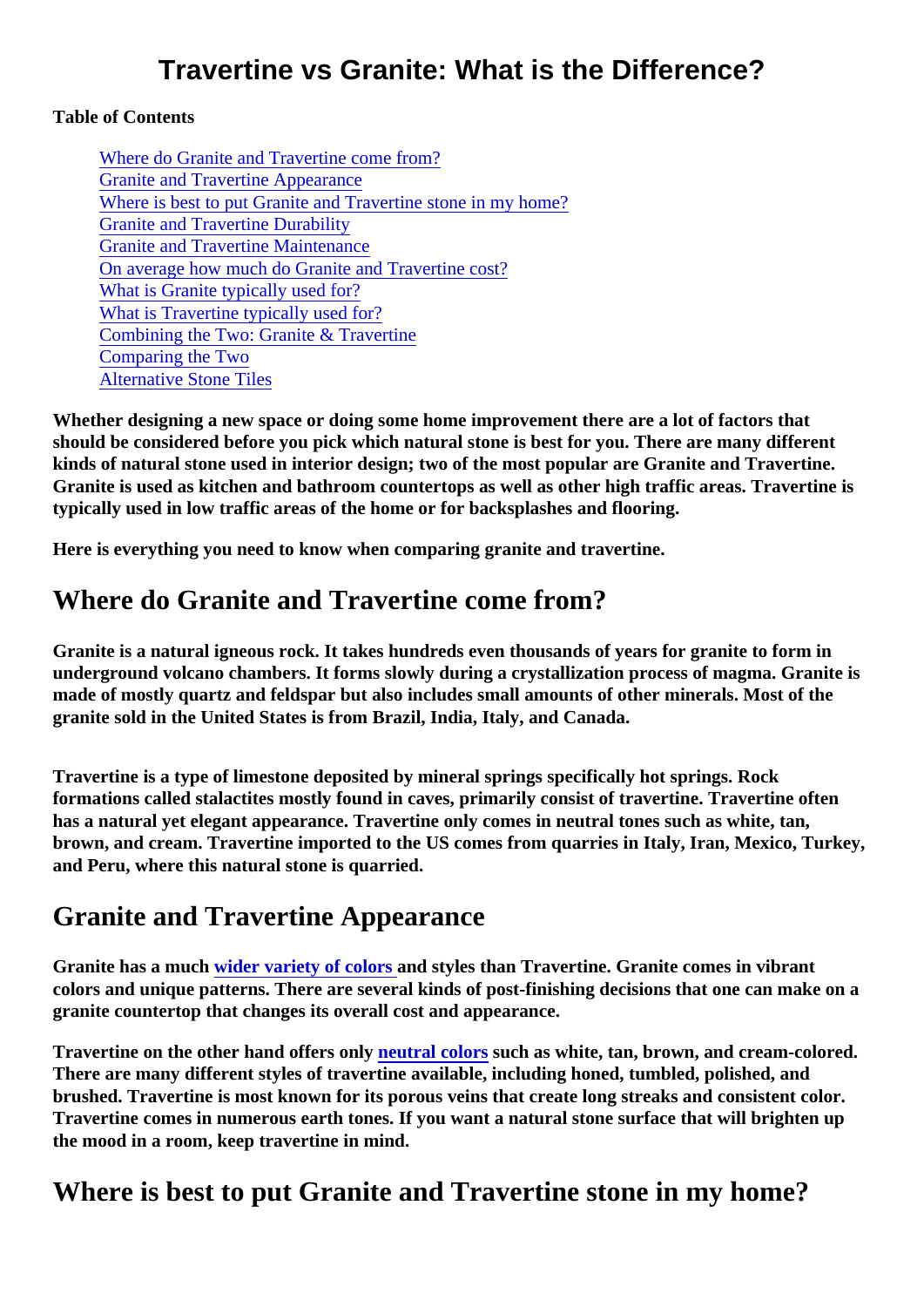# Travertine vs Granite: What is the Difference?

**Table of Contents**

- Where do Granite and Travertine come from?
- Granite and Travertine Appearance
- Where is best to put Granite and Travertine stone in my home?
- Granite and Travertine Durability
- Granite and Travertine Maintenance
- On average how much do Granite and Travertine cost?
- What is Granite typically used for?
- What is Travertine typically used for?
- Combining the Two: Granite & Travertine
- Comparing the Two
- Alternative Stone Tiles

**Whether designing a new space or doing some home improvement there are a lot of factors that should be considered before you pick which natural stone is best for you. There are many different kinds of natural stone used in interior design; two of the most popular are Granite and Travertine. Granite is used as kitchen and bathroom countertops as well as other high traffic areas. Travertine is typically used in low traffic areas of the home or for backsplashes and flooring.**

**Here is everything you need to know when comparing granite and travertine.**

## Where do Granite and Travertine come from?

**Granite is a natural igneous rock. It takes hundreds even thousands of years for granite to form in underground volcano chambers. It forms slowly during a crystallization process of magma. Granite is made of mostly quartz and feldspar but also includes small amounts of other minerals. Most of the granite sold in the United States is from Brazil, India, Italy, and Canada.**

**Travertine is a type of limestone deposited by mineral springs specifically hot springs. Rock formations called stalactites mostly found in caves, primarily consist of travertine. Travertine often has a natural yet elegant appearance. Travertine only comes in neutral tones such as white, tan, brown, and cream. Travertine imported to the US comes from quarries in Italy, Iran, Mexico, Turkey, and Peru, where this natural stone is quarried.**

## Granite and Travertine Appearance

**Granite has a much wider variety of colors and styles than Travertine. Granite comes in vibrant colors and unique patterns. There are several kinds of post-finishing decisions that one can make on a granite countertop that changes its overall cost and appearance.**

**Travertine on the other hand offers only neutral colors such as white, tan, brown, and cream-colored. There are many different styles of travertine available, including honed, tumbled, polished, and brushed. Travertine is most known for its porous veins that create long streaks and consistent color. Travertine comes in numerous earth tones. If you want a natural stone surface that will brighten up the mood in a room, keep travertine in mind.**

## Where is best to put Granite and Travertine stone in my home?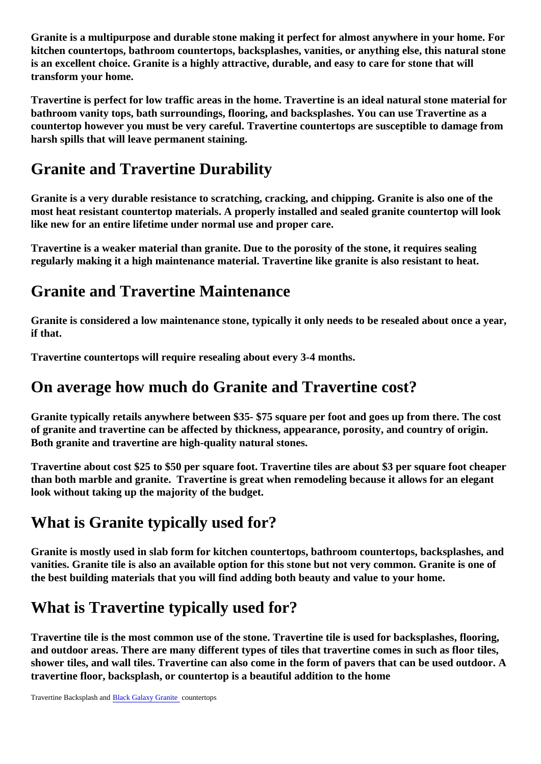Granite is a multipurpose and durable stone making it perfect for almost anywhere in your home. For kitchen countertops, bathroom countertops, backsplashes, vanities, or anything else, this natural stone is an excellent choice. Granite is a highly attractive, durable, and easy to care for stone that will transform your home.

Travertine is perfect for low traffic areas in the home. Travertine is an ideal natural stone material for bathroom vanity tops, bath surroundings, flooring, and backsplashes. You can use Travertine as a countertop however you must be very careful. Travertine countertops are susceptible to damage from harsh spills that will leave permanent staining.

## Granite and Travertine Durability

Granite is a very durable resistance to scratching, cracking, and chipping. Granite is also one of the most heat resistant countertop materials. A properly installed and sealed granite countertop will look like new for an entire lifetime under normal use and proper care.

Travertine is a weaker material than granite. Due to the porosity of the stone, it requires sealing regularly making it a high maintenance material. Travertine like granite is also resistant to heat.

## Granite and Travertine Maintenance

Granite is considered a low maintenance stone, typically it only needs to be resealed about once a year, if that.

Travertine countertops will require resealing about every 3-4 months.

## On average how much do Granite and Travertine cost?

Granite typically retails anywhere between $35- $75 square per foot and goes up from there. The cost of granite and travertine can be affected by thickness, appearance, porosity, and country of origin. Both granite and travertine are high-quality natural stones.

Travertine about cost $25 to $50 per square foot. Travertine tiles are about $3 per square foot cheaper than both marble and granite. Travertine is great when remodeling because it allows for an elegant look without taking up the majority of the budget.

## What is Granite typically used for?

Granite is mostly used in slab form for kitchen countertops, bathroom countertops, backsplashes, and vanities. Granite tile is also an available option for this stone but not very common. Granite is one of the best building materials that you will find adding both beauty and value to your home.

## What is Travertine typically used for?

Travertine tile is the most common use of the stone. Travertine tile is used for backsplashes, flooring, and outdoor areas. There are many different types of tiles that travertine comes in such as floor tiles, shower tiles, and wall tiles. Travertine can also come in the form of pavers that can be used outdoor. A travertine floor, backsplash, or countertop is a beautiful addition to the home

Travertine Backsplash and Black Galaxy Granite countertops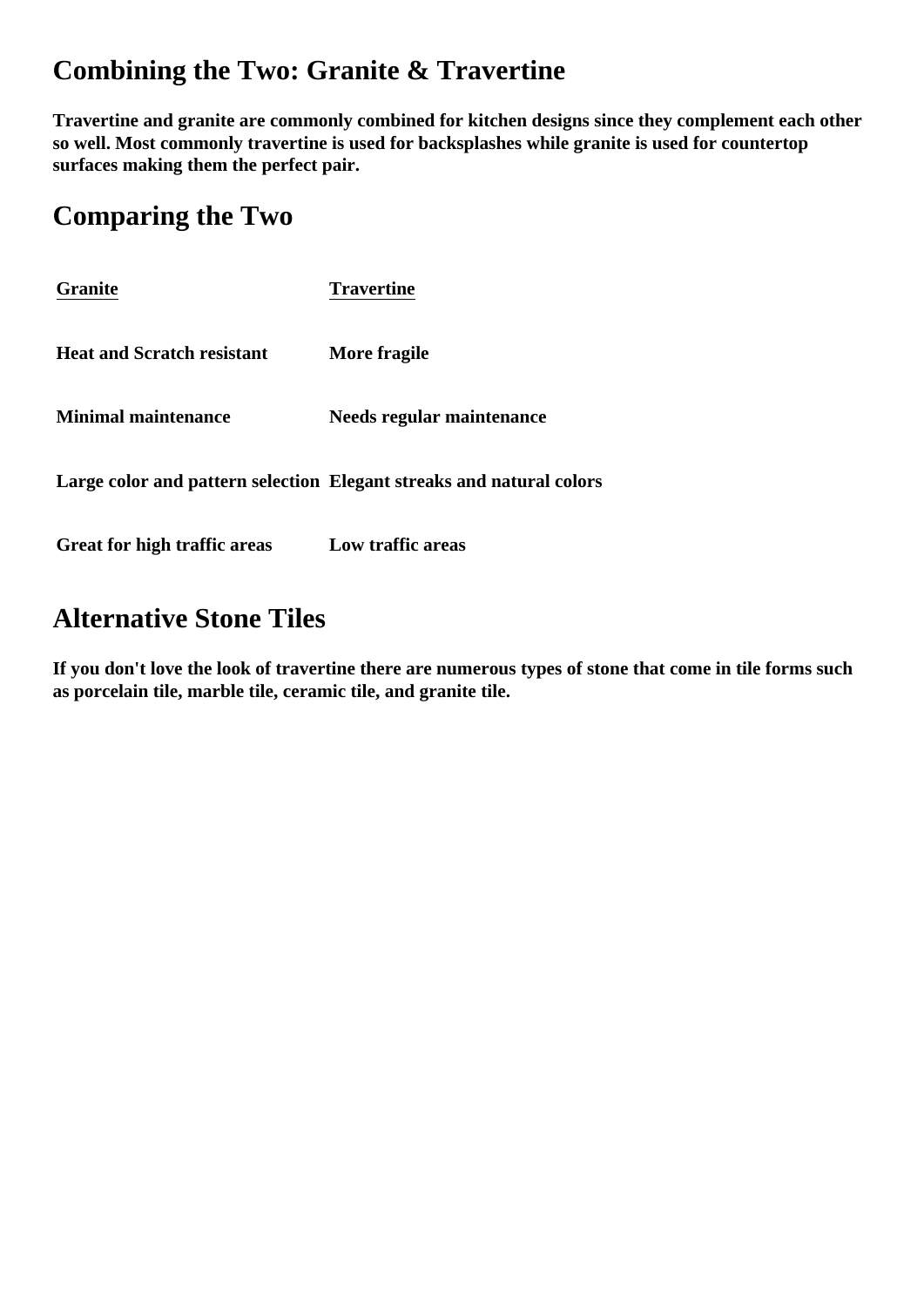## Combining the Two: Granite & Travertine

**Travertine and granite are commonly combined for kitchen designs since they complement each other so well. Most commonly travertine is used for backsplashes while granite is used for countertop surfaces making them the perfect pair.**

## Comparing the Two

| Granite | Travertine |
|---|---|
| **Heat and Scratch resistant** | **More fragile** |
| **Minimal maintenance** | **Needs regular maintenance** |
| **Large color and pattern selection** | **Elegant streaks and natural colors** |
| **Great for high traffic areas** | **Low traffic areas** |

## Alternative Stone Tiles

**If you don't love the look of travertine there are numerous types of stone that come in tile forms such as porcelain tile, marble tile, ceramic tile, and granite tile.**